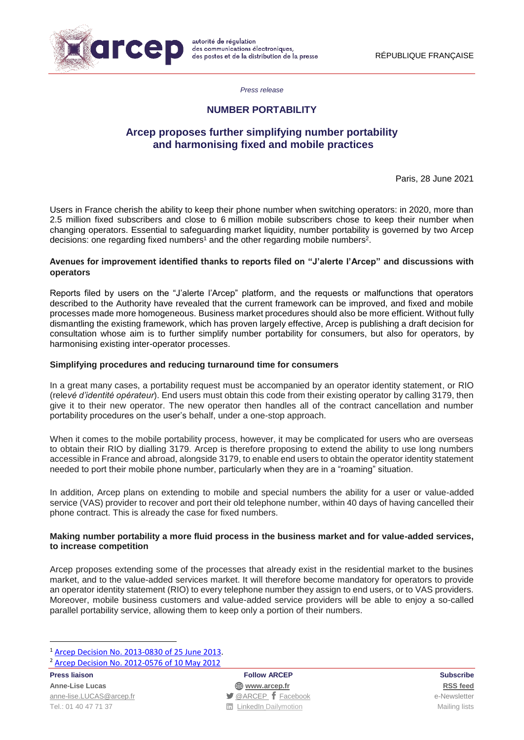*Press release*

## NUMBER PORTABILITY

# Arcep proposes further simplifying number portability and harmonising fixed and mobile practices

Paris, 28 June 2021

Users in France cherish the ability to keep their phone number when switching operators: in 2020, more than 2.5 million fixed subscribers and close to 6 million mobile subscribers chose to keep their number when changing operators. Essential to safeguarding market liquidity, number portability is governed by two Arcep decisions: one regarding fixed numbers[1] and the other regarding mobile numbers[2].

**Avenues for improvement identified thanks to reports filed on "J'alerte l'Arcep" and discussions with operators**

Reports filed by users on the "J'alerte l'Arcep" platform, and the requests or malfunctions that operators described to the Authority have revealed that the current framework can be improved, and fixed and mobile processes made more homogeneous. Business market procedures should also be more efficient. Without fully dismantling the existing framework, which has proven largely effective, Arcep is publishing a draft decision for consultation whose aim is to further simplify number portability for consumers, but also for operators, by harmonising existing inter-operator processes.

**Simplifying procedures and reducing turnaround time for consumers**

In a great many cases, a portability request must be accompanied by an operator identity statement, or RIO (*relevé d'identité opérateur*). End users must obtain this code from their existing operator by calling 3179, then give it to their new operator. The new operator then handles all of the contract cancellation and number portability procedures on the user's behalf, under a one-stop approach.

When it comes to the mobile portability process, however, it may be complicated for users who are overseas to obtain their RIO by dialling 3179. Arcep is therefore proposing to extend the ability to use long numbers accessible in France and abroad, alongside 3179, to enable end users to obtain the operator identity statement needed to port their mobile phone number, particularly when they are in a "roaming" situation.

In addition, Arcep plans on extending to mobile and special numbers the ability for a user or value-added service (VAS) provider to recover and port their old telephone number, within 40 days of having cancelled their phone contract. This is already the case for fixed numbers.

**Making number portability a more fluid process in the business market and for value-added services, to increase competition**

Arcep proposes extending some of the processes that already exist in the residential market to the busines market, and to the value-added services market. It will therefore become mandatory for operators to provide an operator identity statement (RIO) to every telephone number they assign to end users, or to VAS providers. Moreover, mobile business customers and value-added service providers will be able to enjoy a so-called parallel portability service, allowing them to keep only a portion of their numbers.

[1] Arcep Decision No. 2013-0830 of 25 June 2013.

[2] Arcep Decision No. 2012-0576 of 10 May 2012

**Press liaison**
**Anne-Lise Lucas**
anne-lise.LUCAS@arcep.fr
Tel.: 01 40 47 71 37

**Follow ARCEP**
**www.arcep.fr**
@ARCEP Facebook
LinkedIn Dailymotion

**Subscribe**
**RSS feed**
e-Newsletter
Mailing lists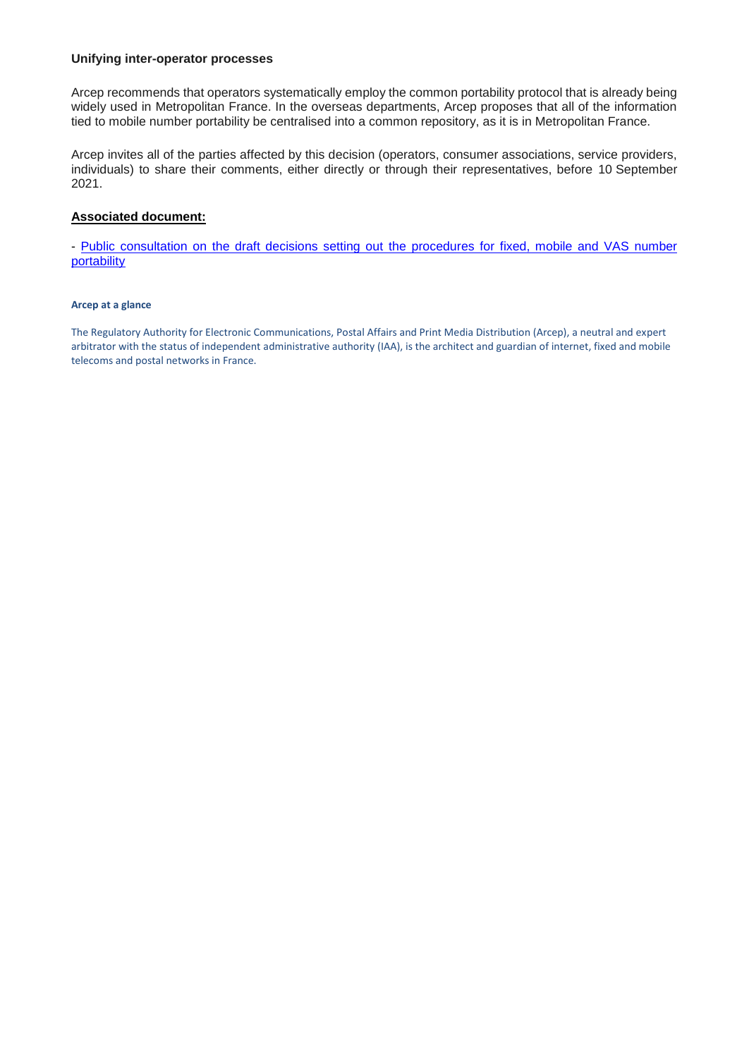**Unifying inter-operator processes**

Arcep recommends that operators systematically employ the common portability protocol that is already being widely used in Metropolitan France. In the overseas departments, Arcep proposes that all of the information tied to mobile number portability be centralised into a common repository, as it is in Metropolitan France.

Arcep invites all of the parties affected by this decision (operators, consumer associations, service providers, individuals) to share their comments, either directly or through their representatives, before 10 September 2021.

**Associated document:**

- Public consultation on the draft decisions setting out the procedures for fixed, mobile and VAS number portability

**Arcep at a glance**

The Regulatory Authority for Electronic Communications, Postal Affairs and Print Media Distribution (Arcep), a neutral and expert arbitrator with the status of independent administrative authority (IAA), is the architect and guardian of internet, fixed and mobile telecoms and postal networks in France.